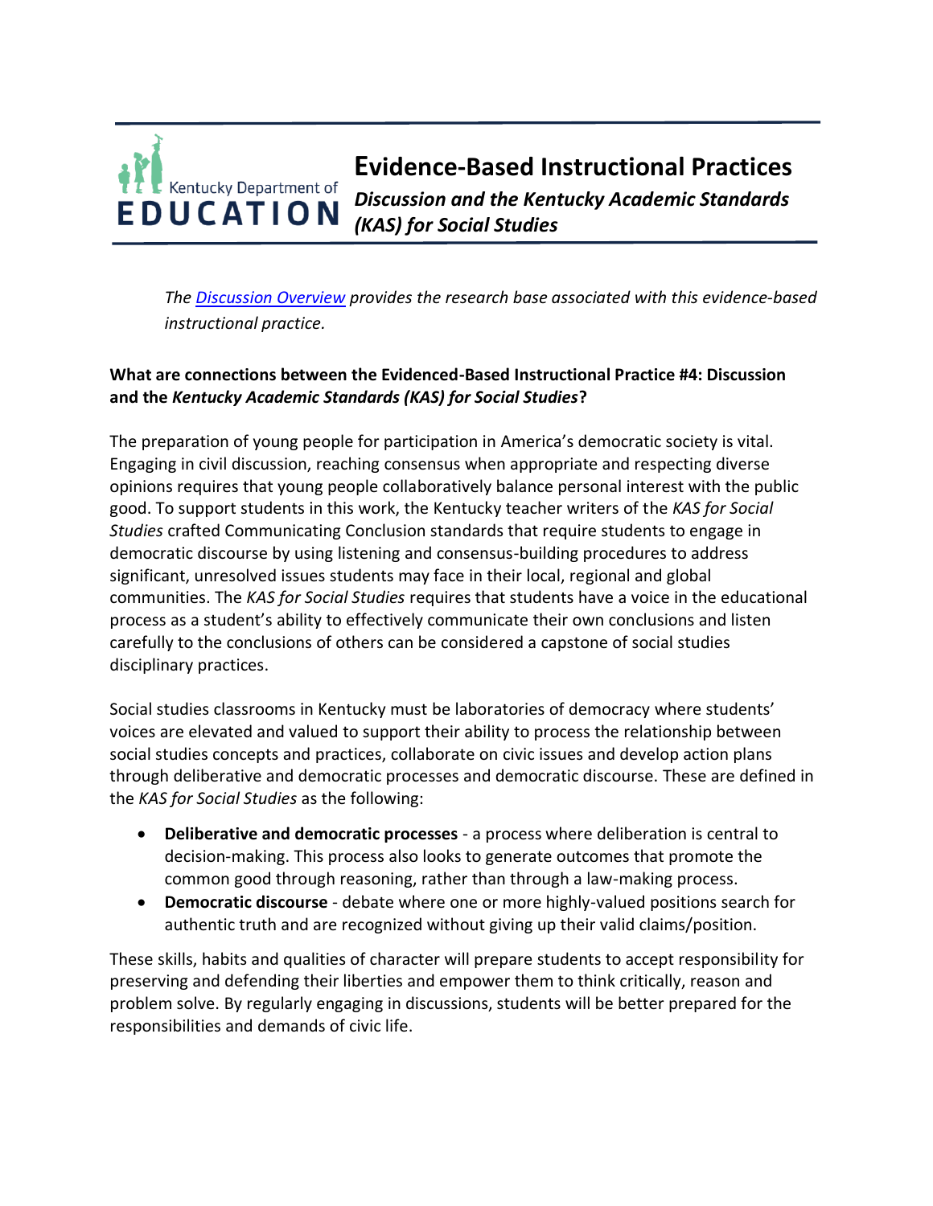# Evidence-Based Instructional Practices

## *Discussion and the Kentucky Academic Standards (KAS) for Social Studies*

*The [Discussion Overview]() provides the research base associated with this evidence-based instructional practice.*

**What are connections between the Evidenced-Based Instructional Practice #4: Discussion and the *Kentucky Academic Standards (KAS) for Social Studies*?**

The preparation of young people for participation in America's democratic society is vital. Engaging in civil discussion, reaching consensus when appropriate and respecting diverse opinions requires that young people collaboratively balance personal interest with the public good. To support students in this work, the Kentucky teacher writers of the *KAS for Social Studies* crafted Communicating Conclusion standards that require students to engage in democratic discourse by using listening and consensus-building procedures to address significant, unresolved issues students may face in their local, regional and global communities. The *KAS for Social Studies* requires that students have a voice in the educational process as a student's ability to effectively communicate their own conclusions and listen carefully to the conclusions of others can be considered a capstone of social studies disciplinary practices.

Social studies classrooms in Kentucky must be laboratories of democracy where students' voices are elevated and valued to support their ability to process the relationship between social studies concepts and practices, collaborate on civic issues and develop action plans through deliberative and democratic processes and democratic discourse. These are defined in the *KAS for Social Studies* as the following:

- **Deliberative and democratic processes** - a process where deliberation is central to decision-making. This process also looks to generate outcomes that promote the common good through reasoning, rather than through a law-making process.
- **Democratic discourse** - debate where one or more highly-valued positions search for authentic truth and are recognized without giving up their valid claims/position.

These skills, habits and qualities of character will prepare students to accept responsibility for preserving and defending their liberties and empower them to think critically, reason and problem solve. By regularly engaging in discussions, students will be better prepared for the responsibilities and demands of civic life.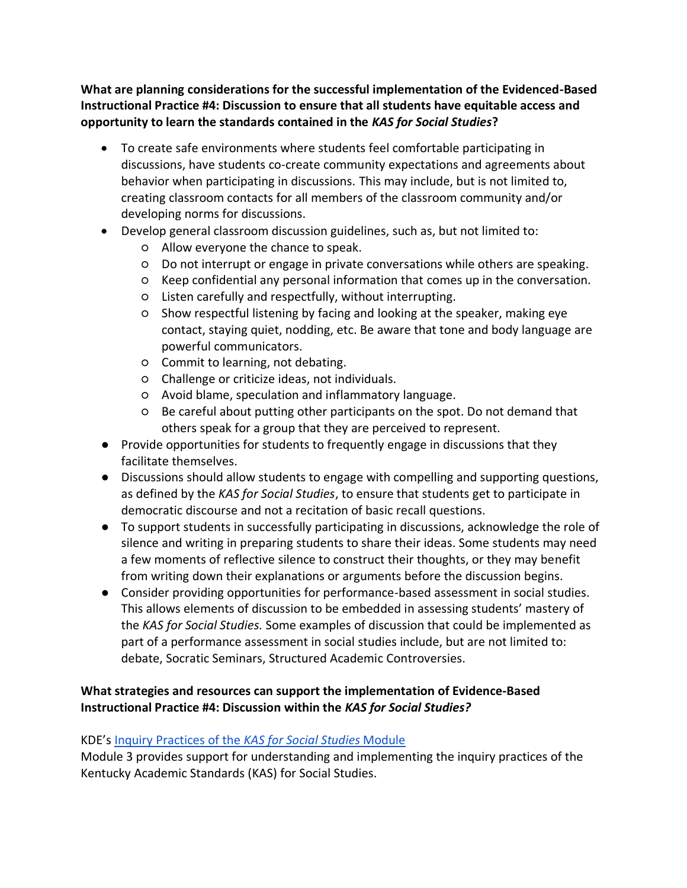**What are planning considerations for the successful implementation of the Evidenced-Based Instructional Practice #4: Discussion to ensure that all students have equitable access and opportunity to learn the standards contained in the *KAS for Social Studies*?**

- To create safe environments where students feel comfortable participating in discussions, have students co-create community expectations and agreements about behavior when participating in discussions. This may include, but is not limited to, creating classroom contacts for all members of the classroom community and/or developing norms for discussions.
- Develop general classroom discussion guidelines, such as, but not limited to:
  - Allow everyone the chance to speak.
  - Do not interrupt or engage in private conversations while others are speaking.
  - Keep confidential any personal information that comes up in the conversation.
  - Listen carefully and respectfully, without interrupting.
  - Show respectful listening by facing and looking at the speaker, making eye contact, staying quiet, nodding, etc. Be aware that tone and body language are powerful communicators.
  - Commit to learning, not debating.
  - Challenge or criticize ideas, not individuals.
  - Avoid blame, speculation and inflammatory language.
  - Be careful about putting other participants on the spot. Do not demand that others speak for a group that they are perceived to represent.
- Provide opportunities for students to frequently engage in discussions that they facilitate themselves.
- Discussions should allow students to engage with compelling and supporting questions, as defined by the *KAS for Social Studies*, to ensure that students get to participate in democratic discourse and not a recitation of basic recall questions.
- To support students in successfully participating in discussions, acknowledge the role of silence and writing in preparing students to share their ideas. Some students may need a few moments of reflective silence to construct their thoughts, or they may benefit from writing down their explanations or arguments before the discussion begins.
- Consider providing opportunities for performance-based assessment in social studies. This allows elements of discussion to be embedded in assessing students' mastery of the *KAS for Social Studies.* Some examples of discussion that could be implemented as part of a performance assessment in social studies include, but are not limited to: debate, Socratic Seminars, Structured Academic Controversies.

**What strategies and resources can support the implementation of Evidence-Based Instructional Practice #4: Discussion within the *KAS for Social Studies?***

KDE's Inquiry Practices of the *KAS for Social Studies* Module
Module 3 provides support for understanding and implementing the inquiry practices of the Kentucky Academic Standards (KAS) for Social Studies.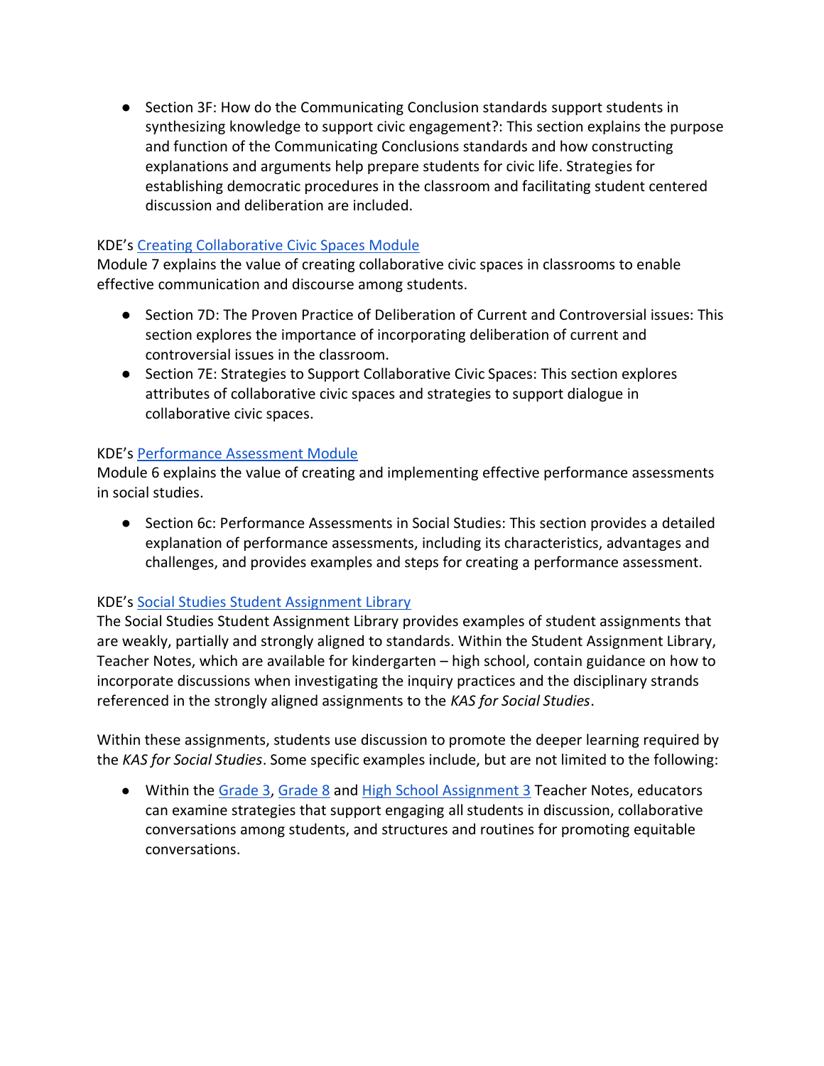- Section 3F: How do the Communicating Conclusion standards support students in synthesizing knowledge to support civic engagement?: This section explains the purpose and function of the Communicating Conclusions standards and how constructing explanations and arguments help prepare students for civic life. Strategies for establishing democratic procedures in the classroom and facilitating student centered discussion and deliberation are included.

KDE's Creating Collaborative Civic Spaces Module
Module 7 explains the value of creating collaborative civic spaces in classrooms to enable effective communication and discourse among students.

- Section 7D: The Proven Practice of Deliberation of Current and Controversial issues: This section explores the importance of incorporating deliberation of current and controversial issues in the classroom.
- Section 7E: Strategies to Support Collaborative Civic Spaces: This section explores attributes of collaborative civic spaces and strategies to support dialogue in collaborative civic spaces.

KDE's Performance Assessment Module
Module 6 explains the value of creating and implementing effective performance assessments in social studies.

- Section 6c: Performance Assessments in Social Studies: This section provides a detailed explanation of performance assessments, including its characteristics, advantages and challenges, and provides examples and steps for creating a performance assessment.

KDE's Social Studies Student Assignment Library
The Social Studies Student Assignment Library provides examples of student assignments that are weakly, partially and strongly aligned to standards. Within the Student Assignment Library, Teacher Notes, which are available for kindergarten – high school, contain guidance on how to incorporate discussions when investigating the inquiry practices and the disciplinary strands referenced in the strongly aligned assignments to the *KAS for Social Studies*.

Within these assignments, students use discussion to promote the deeper learning required by the *KAS for Social Studies*. Some specific examples include, but are not limited to the following:

- Within the Grade 3, Grade 8 and High School Assignment 3 Teacher Notes, educators can examine strategies that support engaging all students in discussion, collaborative conversations among students, and structures and routines for promoting equitable conversations.